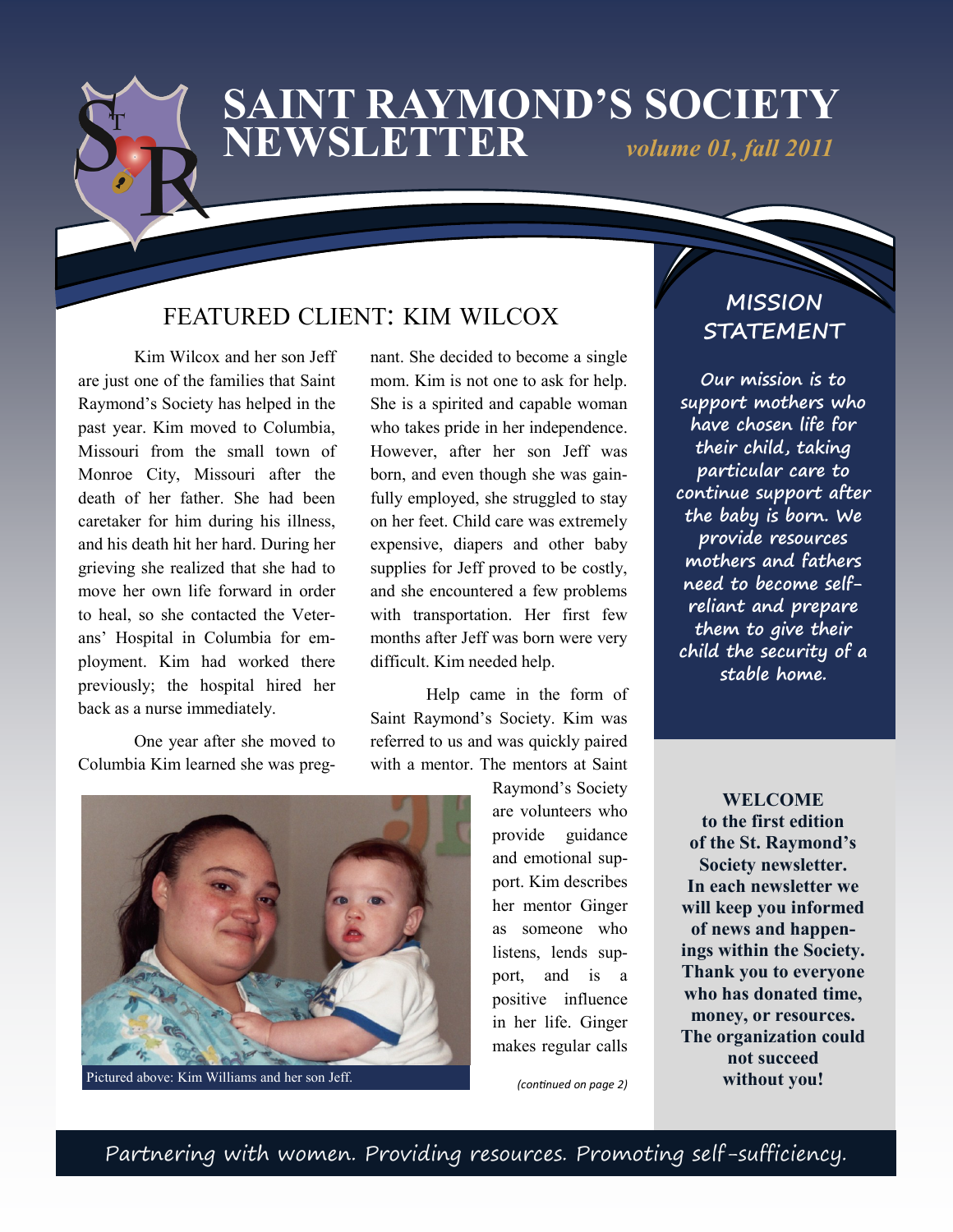# SAINT RAYMOND'S SOCIETY NEWSLETTER

*volume 01, fall 2011*

## FEATURED CLIENT: KIM WILCOX

Kim Wilcox and her son Jeff are just one of the families that Saint Raymond's Society has helped in the past year. Kim moved to Columbia, Missouri from the small town of Monroe City, Missouri after the death of her father. She had been caretaker for him during his illness, and his death hit her hard. During her grieving she realized that she had to move her own life forward in order to heal, so she contacted the Veterans' Hospital in Columbia for employment. Kim had worked there previously; the hospital hired her back as a nurse immediately.

One year after she moved to Columbia Kim learned she was pregnant. She decided to become a single mom. Kim is not one to ask for help. She is a spirited and capable woman who takes pride in her independence. However, after her son Jeff was born, and even though she was gainfully employed, she struggled to stay on her feet. Child care was extremely expensive, diapers and other baby supplies for Jeff proved to be costly, and she encountered a few problems with transportation. Her first few months after Jeff was born were very difficult. Kim needed help.

Help came in the form of Saint Raymond's Society. Kim was referred to us and was quickly paired with a mentor. The mentors at Saint Raymond's Society are volunteers who provide guidance and emotional support. Kim describes her mentor Ginger as someone who listens, lends support, and is a positive influence in her life. Ginger makes regular calls

*(continued on page 2)*

Pictured above: Kim Williams and her son Jeff.

## MISSION STATEMENT

*Our mission is to support mothers who have chosen life for their child, taking particular care to continue support after the baby is born. We provide resources mothers and fathers need to become self-reliant and prepare them to give their child the security of a stable home.*

**WELCOME to the first edition of the St. Raymond's Society newsletter. In each newsletter we will keep you informed of news and happenings within the Society. Thank you to everyone who has donated time, money, or resources. The organization could not succeed without you!**

Partnering with women. Providing resources. Promoting self-sufficiency.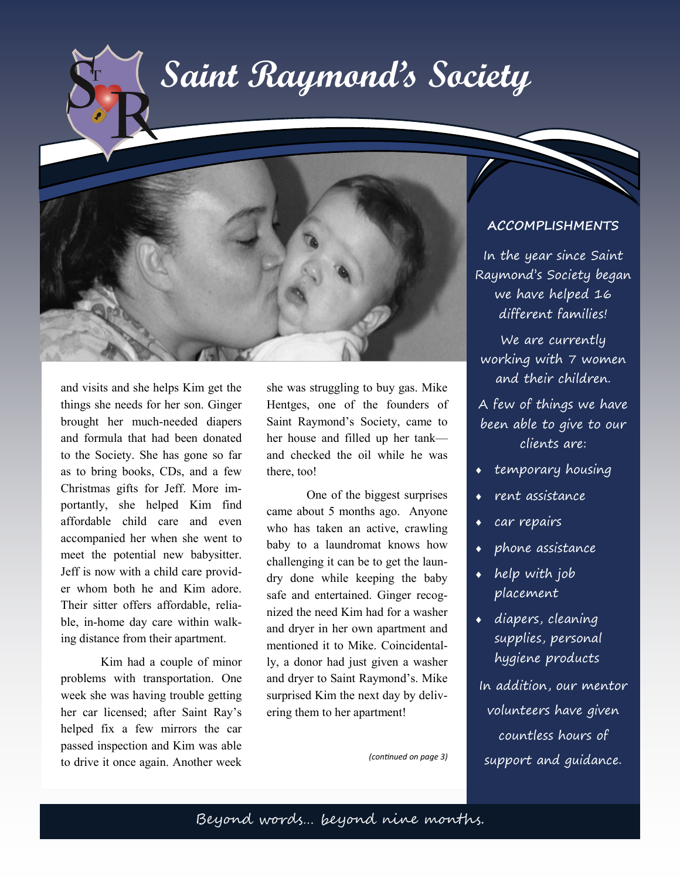# Saint Raymond's Society

and visits and she helps Kim get the things she needs for her son. Ginger brought her much-needed diapers and formula that had been donated to the Society. She has gone so far as to bring books, CDs, and a few Christmas gifts for Jeff. More importantly, she helped Kim find affordable child care and even accompanied her when she went to meet the potential new babysitter. Jeff is now with a child care provider whom both he and Kim adore. Their sitter offers affordable, reliable, in-home day care within walking distance from their apartment.

Kim had a couple of minor problems with transportation. One week she was having trouble getting her car licensed; after Saint Ray's helped fix a few mirrors the car passed inspection and Kim was able to drive it once again. Another week she was struggling to buy gas. Mike Hentges, one of the founders of Saint Raymond's Society, came to her house and filled up her tank—and checked the oil while he was there, too!

One of the biggest surprises came about 5 months ago. Anyone who has taken an active, crawling baby to a laundromat knows how challenging it can be to get the laundry done while keeping the baby safe and entertained. Ginger recognized the need Kim had for a washer and dryer in her own apartment and mentioned it to Mike. Coincidentally, a donor had just given a washer and dryer to Saint Raymond's. Mike surprised Kim the next day by delivering them to her apartment!

*(continued on page 3)*

## ACCOMPLISHMENTS

In the year since Saint Raymond's Society began we have helped 16 different families!

We are currently working with 7 women and their children.

A few of things we have been able to give to our clients are:

- temporary housing
- rent assistance
- car repairs
- phone assistance
- help with job placement
- diapers, cleaning supplies, personal hygiene products

In addition, our mentor volunteers have given countless hours of support and guidance.

Beyond words… beyond nine months.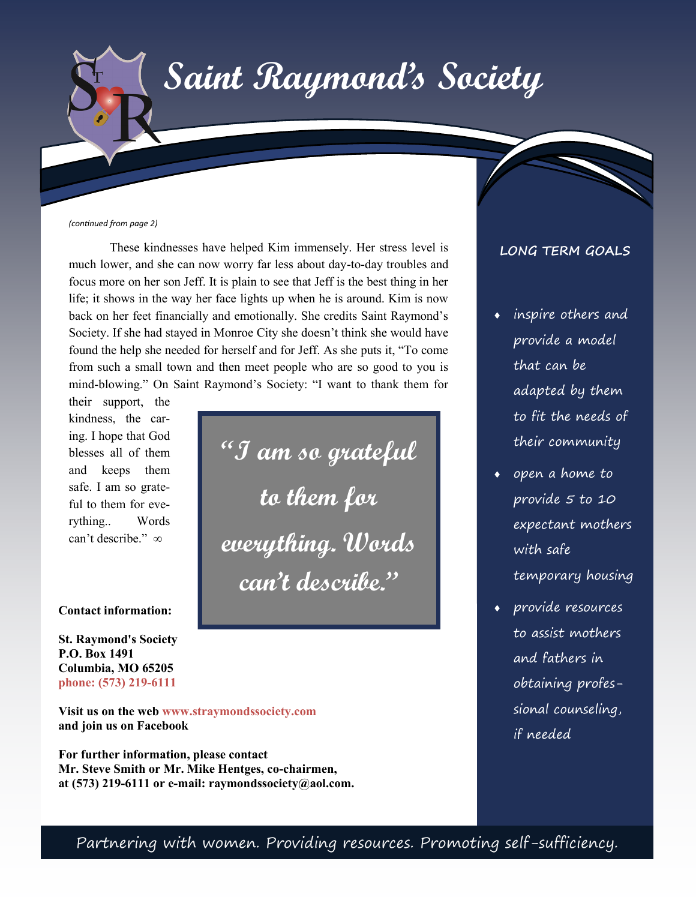# Saint Raymond's Society

*(continued from page 2)*

These kindnesses have helped Kim immensely. Her stress level is much lower, and she can now worry far less about day-to-day troubles and focus more on her son Jeff. It is plain to see that Jeff is the best thing in her life; it shows in the way her face lights up when he is around. Kim is now back on her feet financially and emotionally. She credits Saint Raymond's Society. If she had stayed in Monroe City she doesn't think she would have found the help she needed for herself and for Jeff. As she puts it, "To come from such a small town and then meet people who are so good to you is mind-blowing." On Saint Raymond's Society: "I want to thank them for their support, the kindness, the caring. I hope that God blesses all of them and keeps them safe. I am so grateful to them for everything.. Words can't describe." ∞

> "I am so grateful to them for everything. Words can't describe."

**Contact information:**

**St. Raymond's Society**
**P.O. Box 1491**
**Columbia, MO 65205**
**phone: (573) 219-6111**

**Visit us on the web www.straymondssociety.com**
**and join us on Facebook**

**For further information, please contact**
**Mr. Steve Smith or Mr. Mike Hentges, co-chairmen,**
**at (573) 219-6111 or e-mail: raymondssociety@aol.com.**

## LONG TERM GOALS

- inspire others and provide a model that can be adapted by them to fit the needs of their community
- open a home to provide 5 to 10 expectant mothers with safe temporary housing
- provide resources to assist mothers and fathers in obtaining professional counseling, if needed

Partnering with women. Providing resources. Promoting self-sufficiency.